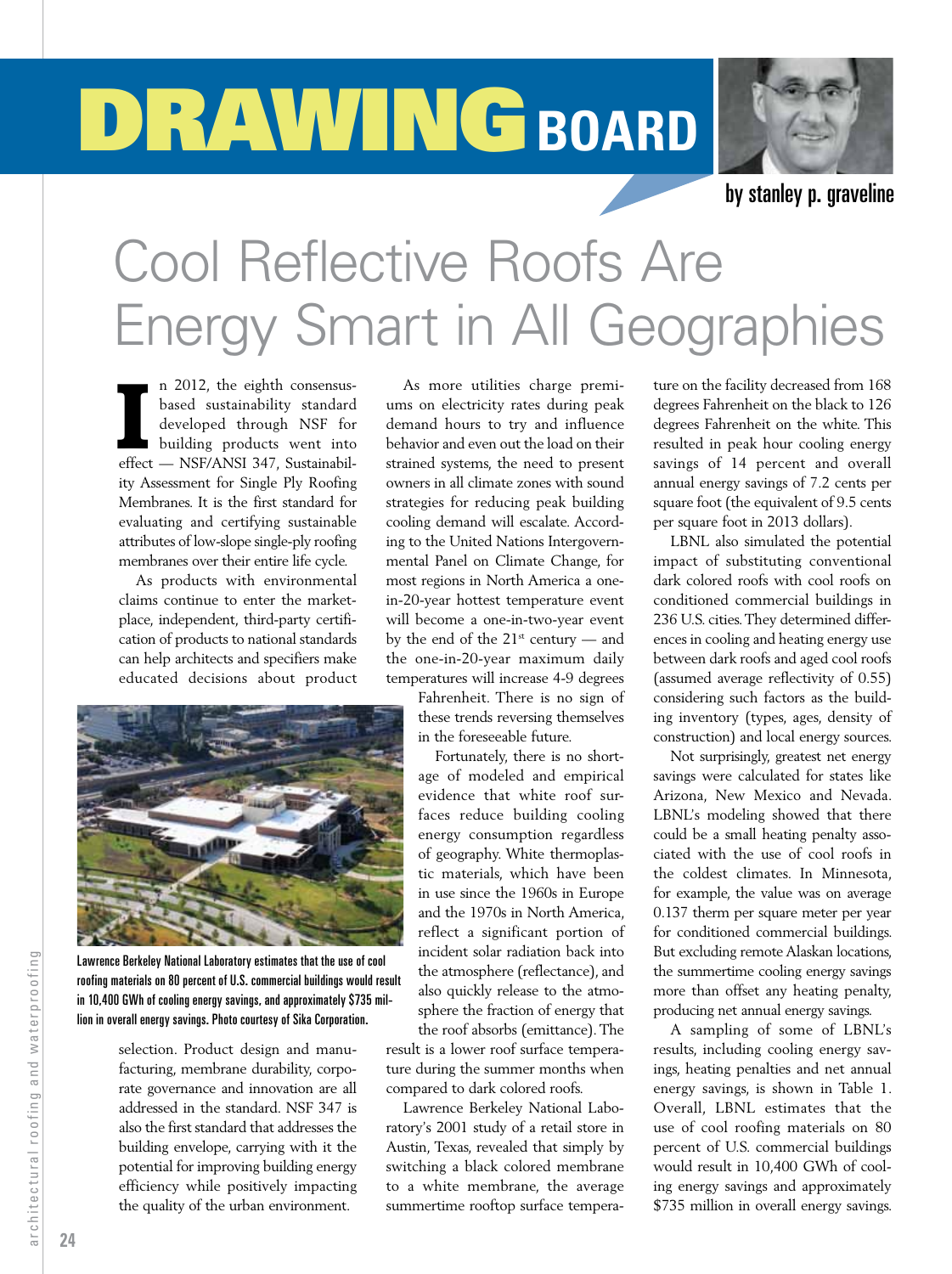# DRAWING BOARD

by stanley p. graveline

# Cool Reflective Roofs Are Energy Smart in All Geographies

In 2012, the eighth consensus-based sustainability standard developed through NSF for building products went into effect — NSF/ANSI 347, Sustainability Assessment for Single Ply Roofing Membranes. It is the first standard for evaluating and certifying sustainable attributes of low-slope single-ply roofing membranes over their entire life cycle.

As products with environmental claims continue to enter the marketplace, independent, third-party certification of products to national standards can help architects and specifiers make educated decisions about product selection. Product design and manufacturing, membrane durability, corporate governance and innovation are all addressed in the standard. NSF 347 is also the first standard that addresses the building envelope, carrying with it the potential for improving building energy efficiency while positively impacting the quality of the urban environment.

Lawrence Berkeley National Laboratory estimates that the use of cool roofing materials on 80 percent of U.S. commercial buildings would result in 10,400 GWh of cooling energy savings, and approximately $735 million in overall energy savings. Photo courtesy of Sika Corporation.

As more utilities charge premiums on electricity rates during peak demand hours to try and influence behavior and even out the load on their strained systems, the need to present owners in all climate zones with sound strategies for reducing peak building cooling demand will escalate. According to the United Nations Intergovernmental Panel on Climate Change, for most regions in North America a one-in-20-year hottest temperature event will become a one-in-two-year event by the end of the 21st century — and the one-in-20-year maximum daily temperatures will increase 4-9 degrees Fahrenheit. There is no sign of these trends reversing themselves in the foreseeable future.

Fortunately, there is no shortage of modeled and empirical evidence that white roof surfaces reduce building cooling energy consumption regardless of geography. White thermoplastic materials, which have been in use since the 1960s in Europe and the 1970s in North America, reflect a significant portion of incident solar radiation back into the atmosphere (reflectance), and also quickly release to the atmosphere the fraction of energy that the roof absorbs (emittance). The result is a lower roof surface temperature during the summer months when compared to dark colored roofs.

Lawrence Berkeley National Laboratory's 2001 study of a retail store in Austin, Texas, revealed that simply by switching a black colored membrane to a white membrane, the average summertime rooftop surface temperature on the facility decreased from 168 degrees Fahrenheit on the black to 126 degrees Fahrenheit on the white. This resulted in peak hour cooling energy savings of 14 percent and overall annual energy savings of 7.2 cents per square foot (the equivalent of 9.5 cents per square foot in 2013 dollars).

LBNL also simulated the potential impact of substituting conventional dark colored roofs with cool roofs on conditioned commercial buildings in 236 U.S. cities. They determined differences in cooling and heating energy use between dark roofs and aged cool roofs (assumed average reflectivity of 0.55) considering such factors as the building inventory (types, ages, density of construction) and local energy sources.

Not surprisingly, greatest net energy savings were calculated for states like Arizona, New Mexico and Nevada. LBNL's modeling showed that there could be a small heating penalty associated with the use of cool roofs in the coldest climates. In Minnesota, for example, the value was on average 0.137 therm per square meter per year for conditioned commercial buildings. But excluding remote Alaskan locations, the summertime cooling energy savings more than offset any heating penalty, producing net annual energy savings.

A sampling of some of LBNL's results, including cooling energy savings, heating penalties and net annual energy savings, is shown in Table 1. Overall, LBNL estimates that the use of cool roofing materials on 80 percent of U.S. commercial buildings would result in 10,400 GWh of cooling energy savings and approximately $735 million in overall energy savings.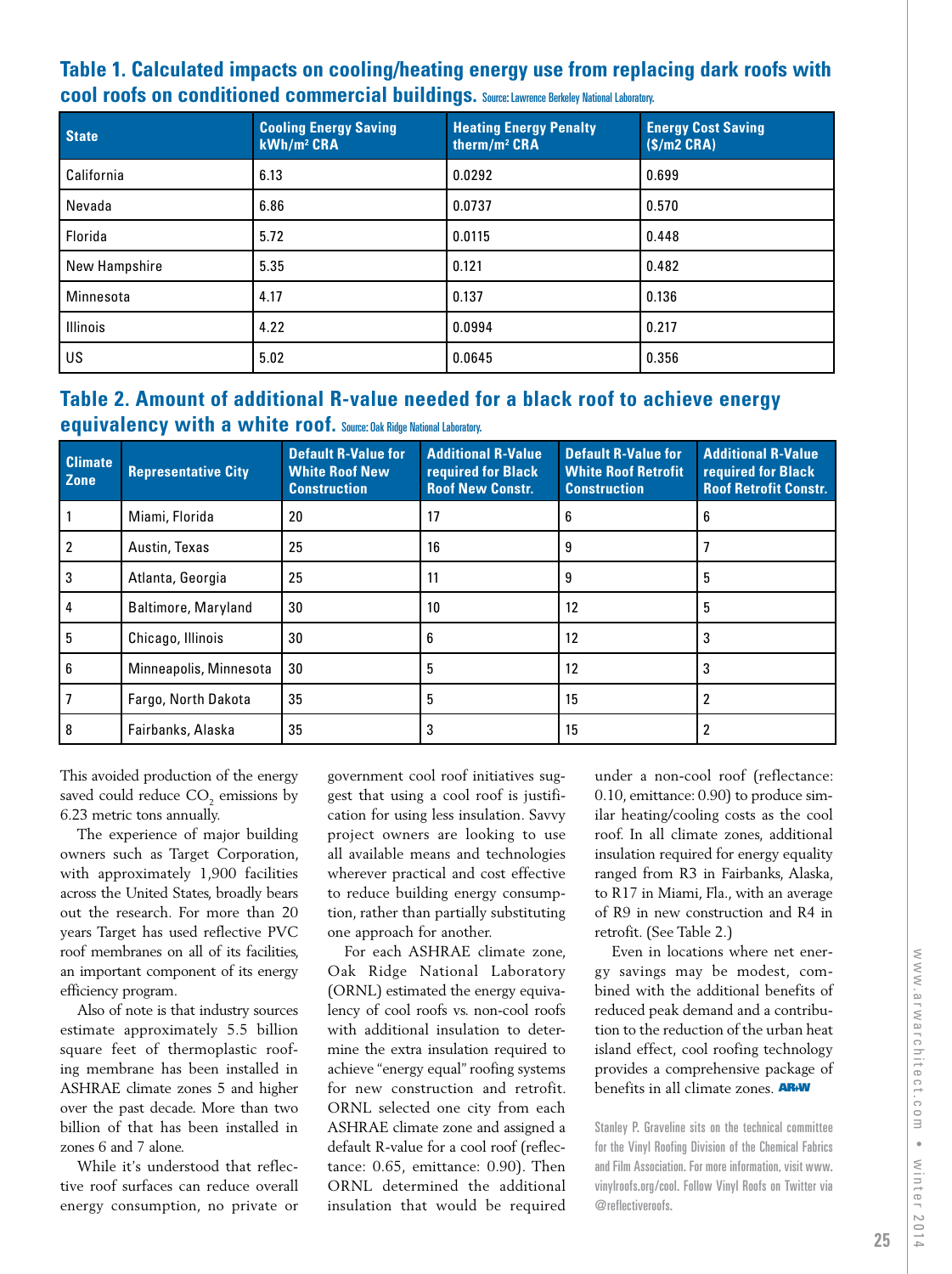## Table 1. Calculated impacts on cooling/heating energy use from replacing dark roofs with cool roofs on conditioned commercial buildings. Source: Lawrence Berkeley National Laboratory.

| State | Cooling Energy Saving kWh/m² CRA | Heating Energy Penalty therm/m² CRA | Energy Cost Saving ($/m2 CRA) |
|---|---|---|---|
| California | 6.13 | 0.0292 | 0.699 |
| Nevada | 6.86 | 0.0737 | 0.570 |
| Florida | 5.72 | 0.0115 | 0.448 |
| New Hampshire | 5.35 | 0.121 | 0.482 |
| Minnesota | 4.17 | 0.137 | 0.136 |
| Illinois | 4.22 | 0.0994 | 0.217 |
| US | 5.02 | 0.0645 | 0.356 |

## Table 2. Amount of additional R-value needed for a black roof to achieve energy equivalency with a white roof. Source: Oak Ridge National Laboratory.

| Climate Zone | Representative City | Default R-Value for White Roof New Construction | Additional R-Value required for Black Roof New Constr. | Default R-Value for White Roof Retrofit Construction | Additional R-Value required for Black Roof Retrofit Constr. |
|---|---|---|---|---|---|
| 1 | Miami, Florida | 20 | 17 | 6 | 6 |
| 2 | Austin, Texas | 25 | 16 | 9 | 7 |
| 3 | Atlanta, Georgia | 25 | 11 | 9 | 5 |
| 4 | Baltimore, Maryland | 30 | 10 | 12 | 5 |
| 5 | Chicago, Illinois | 30 | 6 | 12 | 3 |
| 6 | Minneapolis, Minnesota | 30 | 5 | 12 | 3 |
| 7 | Fargo, North Dakota | 35 | 5 | 15 | 2 |
| 8 | Fairbanks, Alaska | 35 | 3 | 15 | 2 |

This avoided production of the energy saved could reduce $CO_2$ emissions by 6.23 metric tons annually.

The experience of major building owners such as Target Corporation, with approximately 1,900 facilities across the United States, broadly bears out the research. For more than 20 years Target has used reflective PVC roof membranes on all of its facilities, an important component of its energy efficiency program.

Also of note is that industry sources estimate approximately 5.5 billion square feet of thermoplastic roofing membrane has been installed in ASHRAE climate zones 5 and higher over the past decade. More than two billion of that has been installed in zones 6 and 7 alone.

While it's understood that reflective roof surfaces can reduce overall energy consumption, no private or government cool roof initiatives suggest that using a cool roof is justification for using less insulation. Savvy project owners are looking to use all available means and technologies wherever practical and cost effective to reduce building energy consumption, rather than partially substituting one approach for another.

For each ASHRAE climate zone, Oak Ridge National Laboratory (ORNL) estimated the energy equivalency of cool roofs vs. non-cool roofs with additional insulation to determine the extra insulation required to achieve "energy equal" roofing systems for new construction and retrofit. ORNL selected one city from each ASHRAE climate zone and assigned a default R-value for a cool roof (reflectance: 0.65, emittance: 0.90). Then ORNL determined the additional insulation that would be required under a non-cool roof (reflectance: 0.10, emittance: 0.90) to produce similar heating/cooling costs as the cool roof. In all climate zones, additional insulation required for energy equality ranged from R3 in Fairbanks, Alaska, to R17 in Miami, Fla., with an average of R9 in new construction and R4 in retrofit. (See Table 2.)

Even in locations where net energy savings may be modest, combined with the additional benefits of reduced peak demand and a contribution to the reduction of the urban heat island effect, cool roofing technology provides a comprehensive package of benefits in all climate zones.

Stanley P. Graveline sits on the technical committee for the Vinyl Roofing Division of the Chemical Fabrics and Film Association. For more information, visit www.vinylroofs.org/cool. Follow Vinyl Roofs on Twitter via @reflectiveroofs.